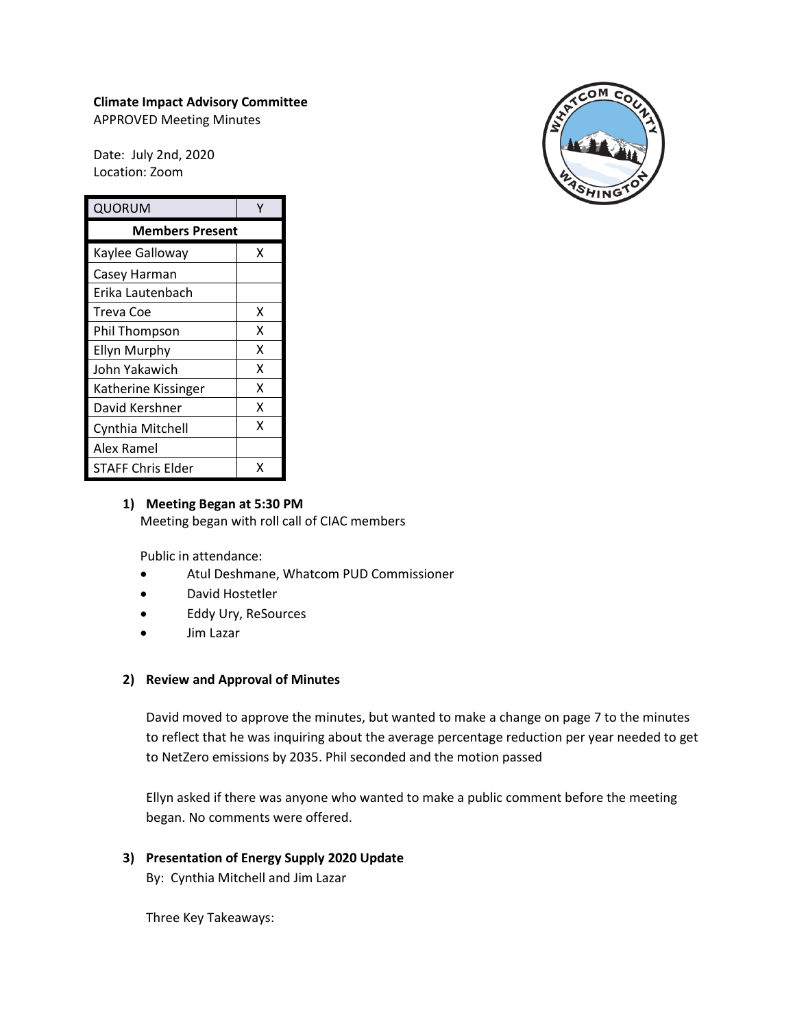**Climate Impact Advisory Committee**

APPROVED Meeting Minutes

Date: July 2nd, 2020

Location: Zoom

| QUORUM | Y |
|---|---|
| **Members Present** | |
| Kaylee Galloway | X |
| Casey Harman | |
| Erika Lautenbach | |
| Treva Coe | X |
| Phil Thompson | X |
| Ellyn Murphy | X |
| John Yakawich | X |
| Katherine Kissinger | X |
| David Kershner | X |
| Cynthia Mitchell | X |
| Alex Ramel | |
| STAFF Chris Elder | X |

1) **Meeting Began at 5:30 PM**

   Meeting began with roll call of CIAC members

   Public in attendance:

   - Atul Deshmane, Whatcom PUD Commissioner
   - David Hostetler
   - Eddy Ury, ReSources
   - Jim Lazar

2) **Review and Approval of Minutes**

   David moved to approve the minutes, but wanted to make a change on page 7 to the minutes to reflect that he was inquiring about the average percentage reduction per year needed to get to NetZero emissions by 2035. Phil seconded and the motion passed

   Ellyn asked if there was anyone who wanted to make a public comment before the meeting began. No comments were offered.

3) **Presentation of Energy Supply 2020 Update**

   By: Cynthia Mitchell and Jim Lazar

   Three Key Takeaways: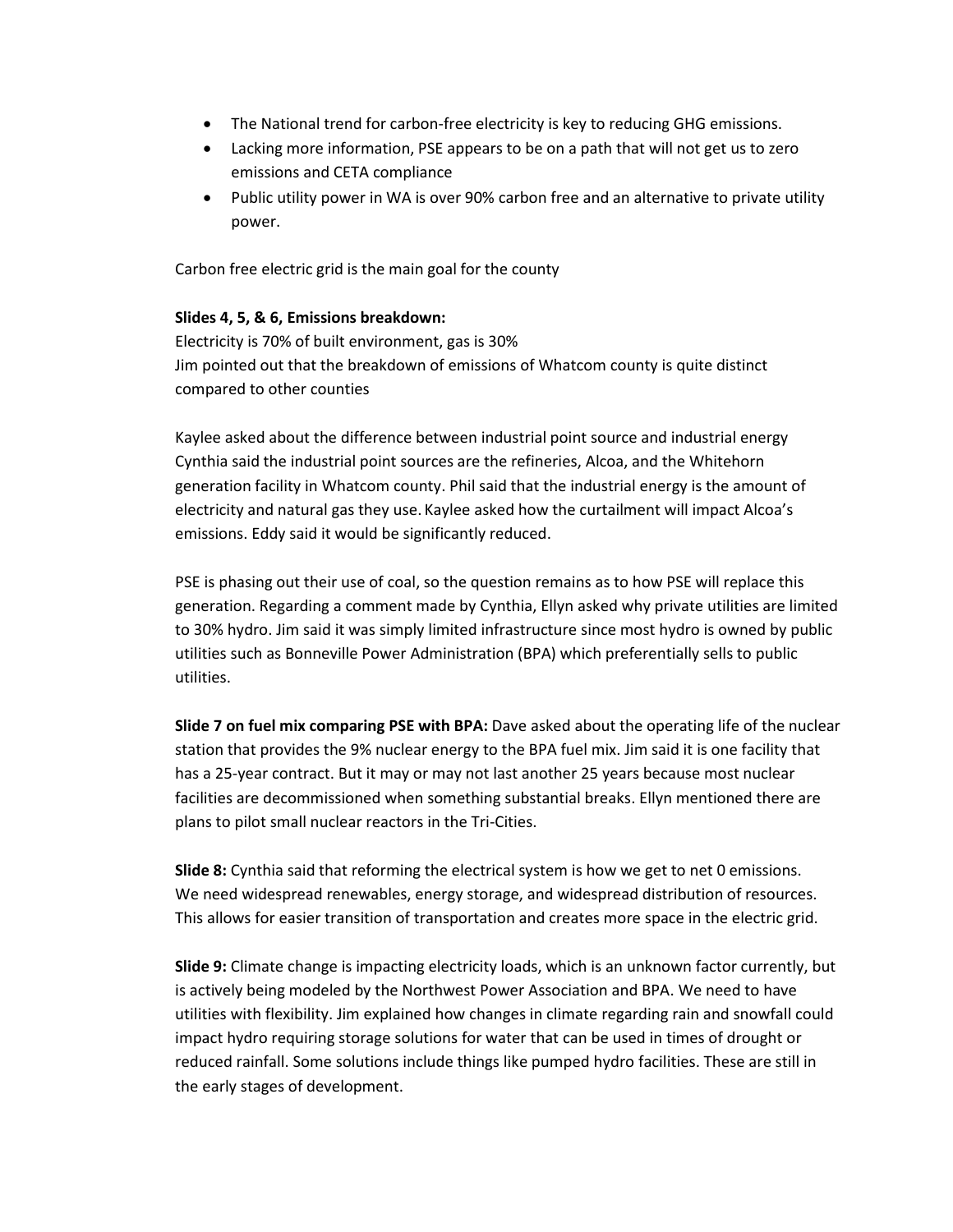- The National trend for carbon-free electricity is key to reducing GHG emissions.
- Lacking more information, PSE appears to be on a path that will not get us to zero emissions and CETA compliance
- Public utility power in WA is over 90% carbon free and an alternative to private utility power.

Carbon free electric grid is the main goal for the county

**Slides 4, 5, & 6, Emissions breakdown:**
Electricity is 70% of built environment, gas is 30%
Jim pointed out that the breakdown of emissions of Whatcom county is quite distinct compared to other counties

Kaylee asked about the difference between industrial point source and industrial energy Cynthia said the industrial point sources are the refineries, Alcoa, and the Whitehorn generation facility in Whatcom county. Phil said that the industrial energy is the amount of electricity and natural gas they use. Kaylee asked how the curtailment will impact Alcoa's emissions. Eddy said it would be significantly reduced.

PSE is phasing out their use of coal, so the question remains as to how PSE will replace this generation. Regarding a comment made by Cynthia, Ellyn asked why private utilities are limited to 30% hydro. Jim said it was simply limited infrastructure since most hydro is owned by public utilities such as Bonneville Power Administration (BPA) which preferentially sells to public utilities.

**Slide 7 on fuel mix comparing PSE with BPA:** Dave asked about the operating life of the nuclear station that provides the 9% nuclear energy to the BPA fuel mix. Jim said it is one facility that has a 25-year contract. But it may or may not last another 25 years because most nuclear facilities are decommissioned when something substantial breaks. Ellyn mentioned there are plans to pilot small nuclear reactors in the Tri-Cities.

**Slide 8:** Cynthia said that reforming the electrical system is how we get to net 0 emissions. We need widespread renewables, energy storage, and widespread distribution of resources. This allows for easier transition of transportation and creates more space in the electric grid.

**Slide 9:** Climate change is impacting electricity loads, which is an unknown factor currently, but is actively being modeled by the Northwest Power Association and BPA. We need to have utilities with flexibility. Jim explained how changes in climate regarding rain and snowfall could impact hydro requiring storage solutions for water that can be used in times of drought or reduced rainfall. Some solutions include things like pumped hydro facilities. These are still in the early stages of development.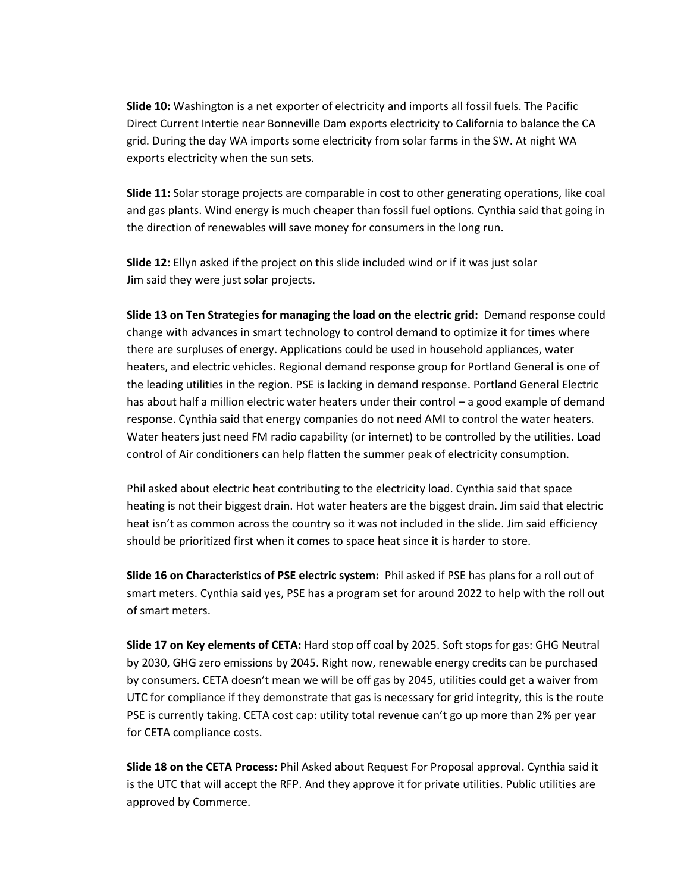**Slide 10:** Washington is a net exporter of electricity and imports all fossil fuels. The Pacific Direct Current Intertie near Bonneville Dam exports electricity to California to balance the CA grid. During the day WA imports some electricity from solar farms in the SW. At night WA exports electricity when the sun sets.

**Slide 11:** Solar storage projects are comparable in cost to other generating operations, like coal and gas plants. Wind energy is much cheaper than fossil fuel options. Cynthia said that going in the direction of renewables will save money for consumers in the long run.

**Slide 12:** Ellyn asked if the project on this slide included wind or if it was just solar
Jim said they were just solar projects.

**Slide 13 on Ten Strategies for managing the load on the electric grid:** Demand response could change with advances in smart technology to control demand to optimize it for times where there are surpluses of energy. Applications could be used in household appliances, water heaters, and electric vehicles. Regional demand response group for Portland General is one of the leading utilities in the region. PSE is lacking in demand response. Portland General Electric has about half a million electric water heaters under their control – a good example of demand response. Cynthia said that energy companies do not need AMI to control the water heaters. Water heaters just need FM radio capability (or internet) to be controlled by the utilities. Load control of Air conditioners can help flatten the summer peak of electricity consumption.

Phil asked about electric heat contributing to the electricity load. Cynthia said that space heating is not their biggest drain. Hot water heaters are the biggest drain. Jim said that electric heat isn't as common across the country so it was not included in the slide. Jim said efficiency should be prioritized first when it comes to space heat since it is harder to store.

**Slide 16 on Characteristics of PSE electric system:** Phil asked if PSE has plans for a roll out of smart meters. Cynthia said yes, PSE has a program set for around 2022 to help with the roll out of smart meters.

**Slide 17 on Key elements of CETA:** Hard stop off coal by 2025. Soft stops for gas: GHG Neutral by 2030, GHG zero emissions by 2045. Right now, renewable energy credits can be purchased by consumers. CETA doesn't mean we will be off gas by 2045, utilities could get a waiver from UTC for compliance if they demonstrate that gas is necessary for grid integrity, this is the route PSE is currently taking. CETA cost cap: utility total revenue can't go up more than 2% per year for CETA compliance costs.

**Slide 18 on the CETA Process:** Phil Asked about Request For Proposal approval. Cynthia said it is the UTC that will accept the RFP. And they approve it for private utilities. Public utilities are approved by Commerce.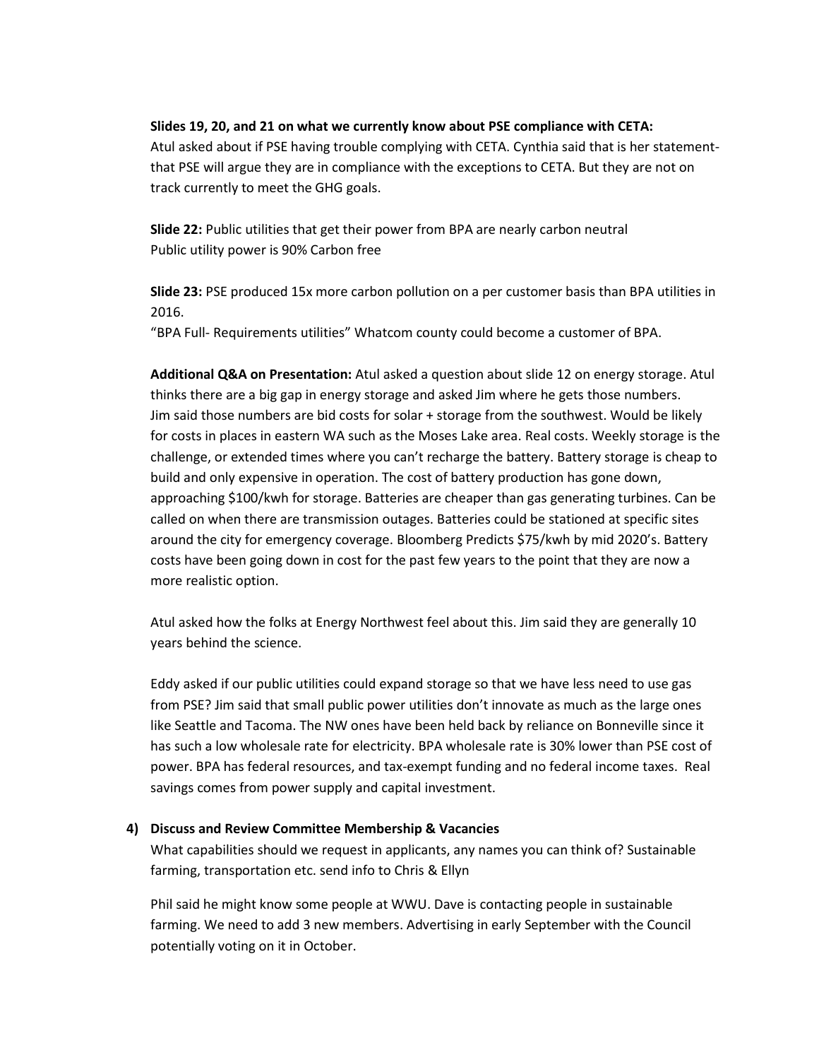**Slides 19, 20, and 21 on what we currently know about PSE compliance with CETA:**
Atul asked about if PSE having trouble complying with CETA. Cynthia said that is her statement- that PSE will argue they are in compliance with the exceptions to CETA. But they are not on track currently to meet the GHG goals.

**Slide 22:** Public utilities that get their power from BPA are nearly carbon neutral
Public utility power is 90% Carbon free

**Slide 23:** PSE produced 15x more carbon pollution on a per customer basis than BPA utilities in 2016.
"BPA Full- Requirements utilities" Whatcom county could become a customer of BPA.

**Additional Q&A on Presentation:** Atul asked a question about slide 12 on energy storage. Atul thinks there are a big gap in energy storage and asked Jim where he gets those numbers. Jim said those numbers are bid costs for solar + storage from the southwest. Would be likely for costs in places in eastern WA such as the Moses Lake area. Real costs. Weekly storage is the challenge, or extended times where you can't recharge the battery. Battery storage is cheap to build and only expensive in operation. The cost of battery production has gone down, approaching $100/kwh for storage. Batteries are cheaper than gas generating turbines. Can be called on when there are transmission outages. Batteries could be stationed at specific sites around the city for emergency coverage. Bloomberg Predicts $75/kwh by mid 2020's. Battery costs have been going down in cost for the past few years to the point that they are now a more realistic option.

Atul asked how the folks at Energy Northwest feel about this. Jim said they are generally 10 years behind the science.

Eddy asked if our public utilities could expand storage so that we have less need to use gas from PSE? Jim said that small public power utilities don't innovate as much as the large ones like Seattle and Tacoma. The NW ones have been held back by reliance on Bonneville since it has such a low wholesale rate for electricity. BPA wholesale rate is 30% lower than PSE cost of power. BPA has federal resources, and tax-exempt funding and no federal income taxes. Real savings comes from power supply and capital investment.

4) **Discuss and Review Committee Membership & Vacancies**

What capabilities should we request in applicants, any names you can think of? Sustainable farming, transportation etc. send info to Chris & Ellyn

Phil said he might know some people at WWU. Dave is contacting people in sustainable farming. We need to add 3 new members. Advertising in early September with the Council potentially voting on it in October.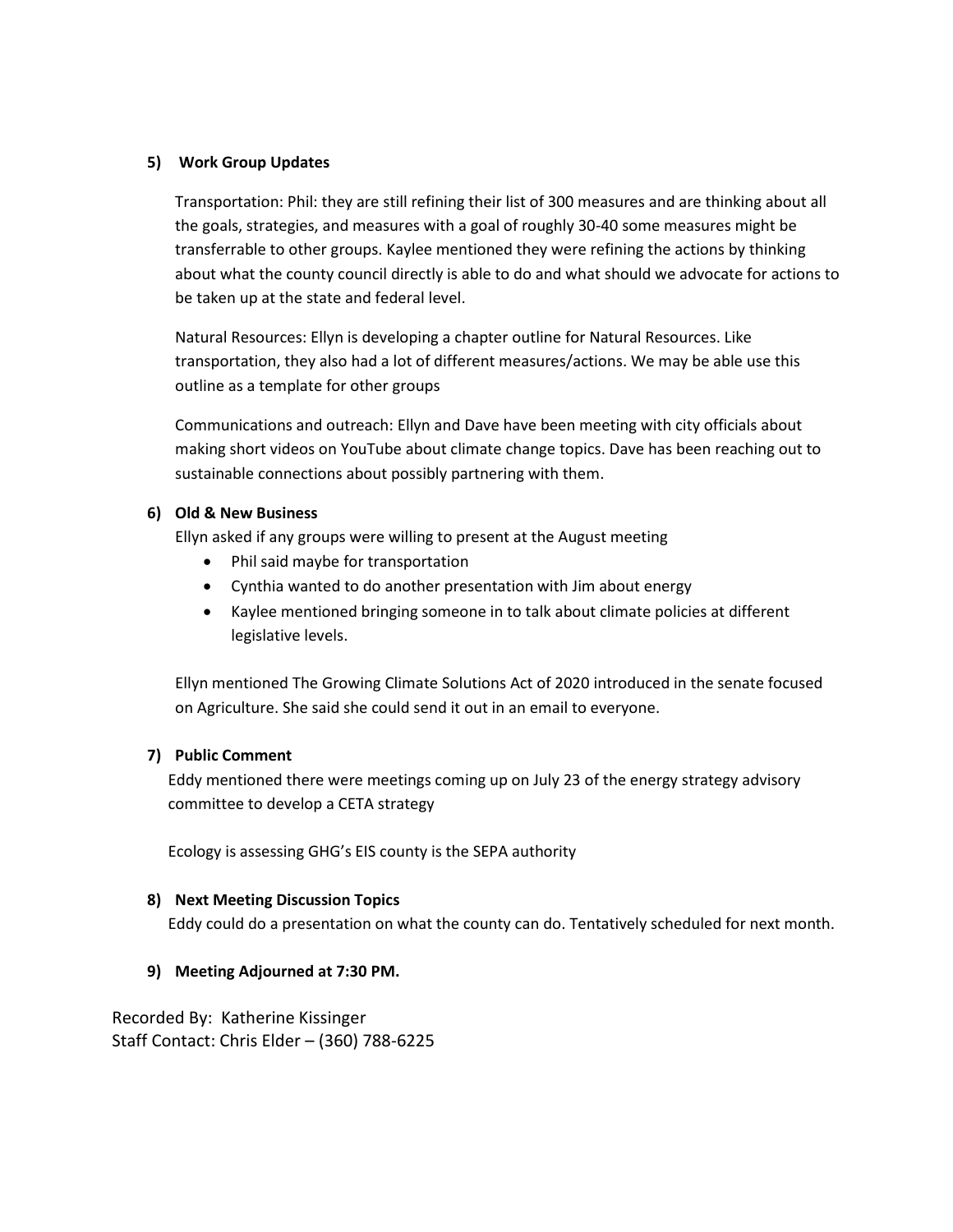**5) Work Group Updates**

Transportation: Phil: they are still refining their list of 300 measures and are thinking about all the goals, strategies, and measures with a goal of roughly 30-40 some measures might be transferrable to other groups. Kaylee mentioned they were refining the actions by thinking about what the county council directly is able to do and what should we advocate for actions to be taken up at the state and federal level.

Natural Resources: Ellyn is developing a chapter outline for Natural Resources. Like transportation, they also had a lot of different measures/actions. We may be able use this outline as a template for other groups

Communications and outreach: Ellyn and Dave have been meeting with city officials about making short videos on YouTube about climate change topics. Dave has been reaching out to sustainable connections about possibly partnering with them.

**6) Old & New Business**

Ellyn asked if any groups were willing to present at the August meeting

- Phil said maybe for transportation
- Cynthia wanted to do another presentation with Jim about energy
- Kaylee mentioned bringing someone in to talk about climate policies at different legislative levels.

Ellyn mentioned The Growing Climate Solutions Act of 2020 introduced in the senate focused on Agriculture. She said she could send it out in an email to everyone.

**7) Public Comment**

Eddy mentioned there were meetings coming up on July 23 of the energy strategy advisory committee to develop a CETA strategy

Ecology is assessing GHG's EIS county is the SEPA authority

**8) Next Meeting Discussion Topics**

Eddy could do a presentation on what the county can do. Tentatively scheduled for next month.

**9) Meeting Adjourned at 7:30 PM.**

Recorded By: Katherine Kissinger
Staff Contact: Chris Elder – (360) 788-6225